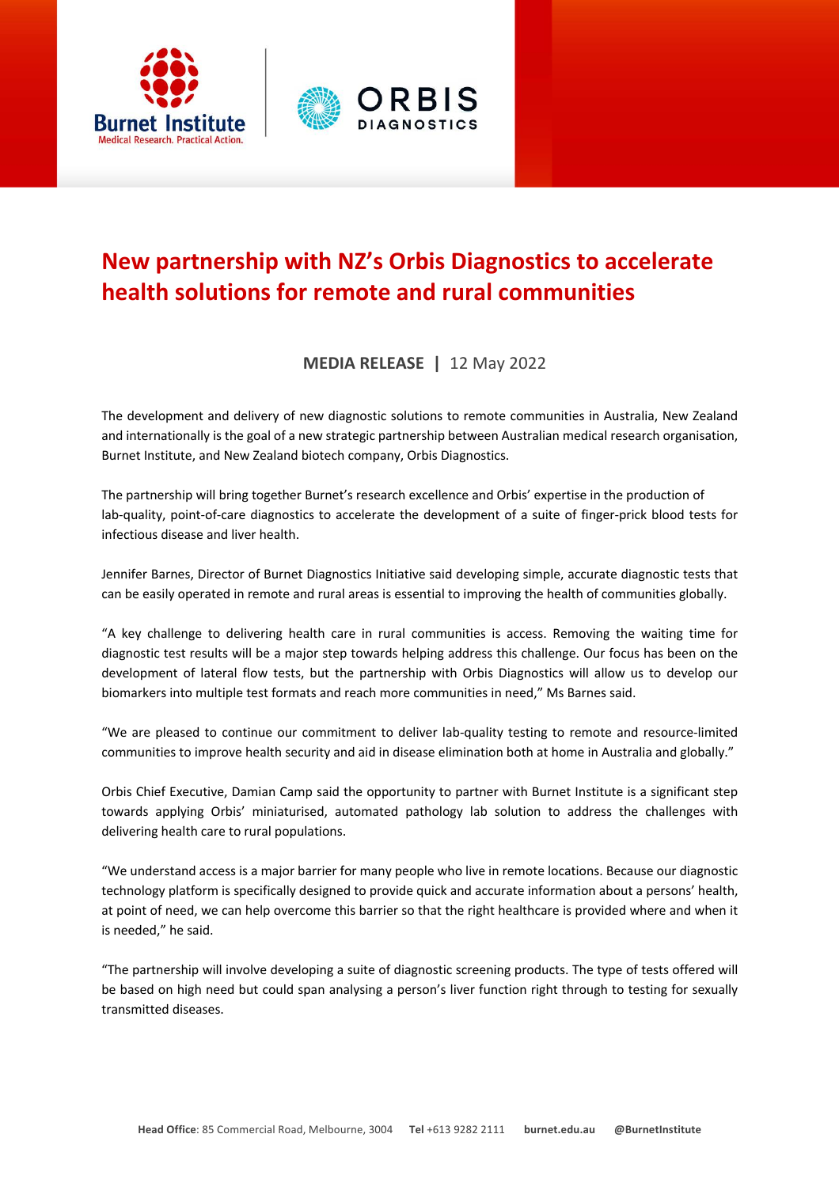# New partnership with NZ's Orbis Diagnostics to accelerate health solutions for remote and rural communities

**MEDIA RELEASE** | 12 May 2022

The development and delivery of new diagnostic solutions to remote communities in Australia, New Zealand and internationally is the goal of a new strategic partnership between Australian medical research organisation, Burnet Institute, and New Zealand biotech company, Orbis Diagnostics.

The partnership will bring together Burnet's research excellence and Orbis' expertise in the production of lab-quality, point-of-care diagnostics to accelerate the development of a suite of finger-prick blood tests for infectious disease and liver health.

Jennifer Barnes, Director of Burnet Diagnostics Initiative said developing simple, accurate diagnostic tests that can be easily operated in remote and rural areas is essential to improving the health of communities globally.

"A key challenge to delivering health care in rural communities is access. Removing the waiting time for diagnostic test results will be a major step towards helping address this challenge. Our focus has been on the development of lateral flow tests, but the partnership with Orbis Diagnostics will allow us to develop our biomarkers into multiple test formats and reach more communities in need," Ms Barnes said.

"We are pleased to continue our commitment to deliver lab-quality testing to remote and resource-limited communities to improve health security and aid in disease elimination both at home in Australia and globally."

Orbis Chief Executive, Damian Camp said the opportunity to partner with Burnet Institute is a significant step towards applying Orbis' miniaturised, automated pathology lab solution to address the challenges with delivering health care to rural populations.

"We understand access is a major barrier for many people who live in remote locations. Because our diagnostic technology platform is specifically designed to provide quick and accurate information about a persons' health, at point of need, we can help overcome this barrier so that the right healthcare is provided where and when it is needed," he said.

"The partnership will involve developing a suite of diagnostic screening products. The type of tests offered will be based on high need but could span analysing a person's liver function right through to testing for sexually transmitted diseases.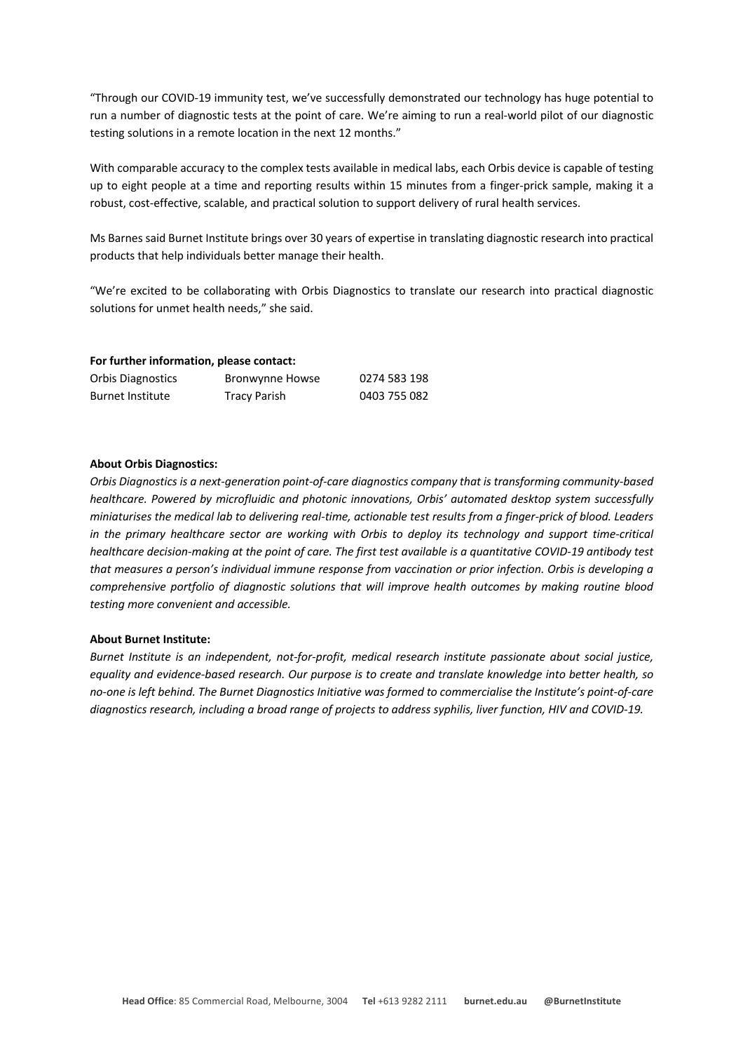"Through our COVID-19 immunity test, we've successfully demonstrated our technology has huge potential to run a number of diagnostic tests at the point of care. We're aiming to run a real-world pilot of our diagnostic testing solutions in a remote location in the next 12 months."

With comparable accuracy to the complex tests available in medical labs, each Orbis device is capable of testing up to eight people at a time and reporting results within 15 minutes from a finger-prick sample, making it a robust, cost-effective, scalable, and practical solution to support delivery of rural health services.

Ms Barnes said Burnet Institute brings over 30 years of expertise in translating diagnostic research into practical products that help individuals better manage their health.

"We're excited to be collaborating with Orbis Diagnostics to translate our research into practical diagnostic solutions for unmet health needs," she said.

**For further information, please contact:**

| | | |
|---|---|---|
| Orbis Diagnostics | Bronwynne Howse | 0274 583 198 |
| Burnet Institute | Tracy Parish | 0403 755 082 |

**About Orbis Diagnostics:**

*Orbis Diagnostics is a next-generation point-of-care diagnostics company that is transforming community-based healthcare. Powered by microfluidic and photonic innovations, Orbis' automated desktop system successfully miniaturises the medical lab to delivering real-time, actionable test results from a finger-prick of blood. Leaders in the primary healthcare sector are working with Orbis to deploy its technology and support time-critical healthcare decision-making at the point of care. The first test available is a quantitative COVID-19 antibody test that measures a person's individual immune response from vaccination or prior infection. Orbis is developing a comprehensive portfolio of diagnostic solutions that will improve health outcomes by making routine blood testing more convenient and accessible.*

**About Burnet Institute:**

*Burnet Institute is an independent, not-for-profit, medical research institute passionate about social justice, equality and evidence-based research. Our purpose is to create and translate knowledge into better health, so no-one is left behind. The Burnet Diagnostics Initiative was formed to commercialise the Institute's point-of-care diagnostics research, including a broad range of projects to address syphilis, liver function, HIV and COVID-19.*